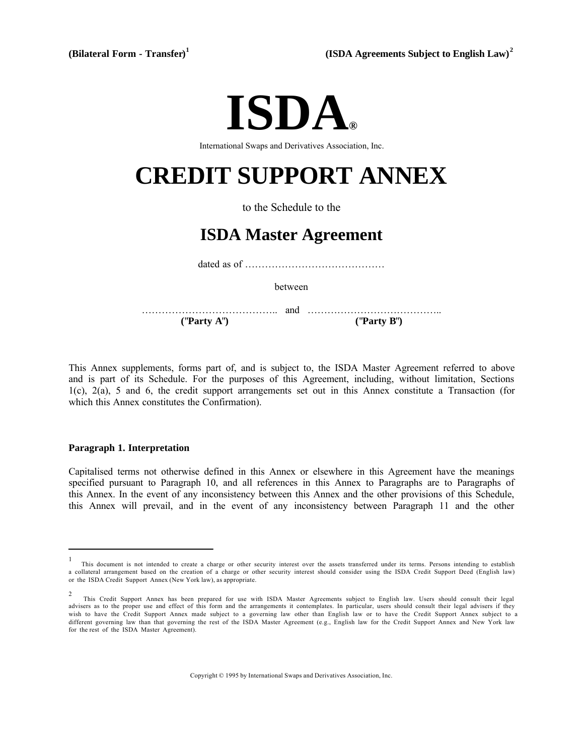**(Bilateral Form - Transfer)**[1] **(ISDA Agreements Subject to English Law)**[2]

# ISDA®

International Swaps and Derivatives Association, Inc.

# CREDIT SUPPORT ANNEX

to the Schedule to the

## ISDA Master Agreement

dated as of ……………………………………

between

………………………………….. and ………………………………….

**("Party A")** **("Party B")**

This Annex supplements, forms part of, and is subject to, the ISDA Master Agreement referred to above and is part of its Schedule. For the purposes of this Agreement, including, without limitation, Sections 1(c), 2(a), 5 and 6, the credit support arrangements set out in this Annex constitute a Transaction (for which this Annex constitutes the Confirmation).

### Paragraph 1. Interpretation

Capitalised terms not otherwise defined in this Annex or elsewhere in this Agreement have the meanings specified pursuant to Paragraph 10, and all references in this Annex to Paragraphs are to Paragraphs of this Annex. In the event of any inconsistency between this Annex and the other provisions of this Schedule, this Annex will prevail, and in the event of any inconsistency between Paragraph 11 and the other

---

[1] This document is not intended to create a charge or other security interest over the assets transferred under its terms. Persons intending to establish a collateral arrangement based on the creation of a charge or other security interest should consider using the ISDA Credit Support Deed (English law) or the ISDA Credit Support Annex (New York law), as appropriate.

[2] This Credit Support Annex has been prepared for use with ISDA Master Agreements subject to English law. Users should consult their legal advisers as to the proper use and effect of this form and the arrangements it contemplates. In particular, users should consult their legal advisers if they wish to have the Credit Support Annex made subject to a governing law other than English law or to have the Credit Support Annex subject to a different governing law than that governing the rest of the ISDA Master Agreement (e.g., English law for the Credit Support Annex and New York law for the rest of the ISDA Master Agreement).

Copyright © 1995 by International Swaps and Derivatives Association, Inc.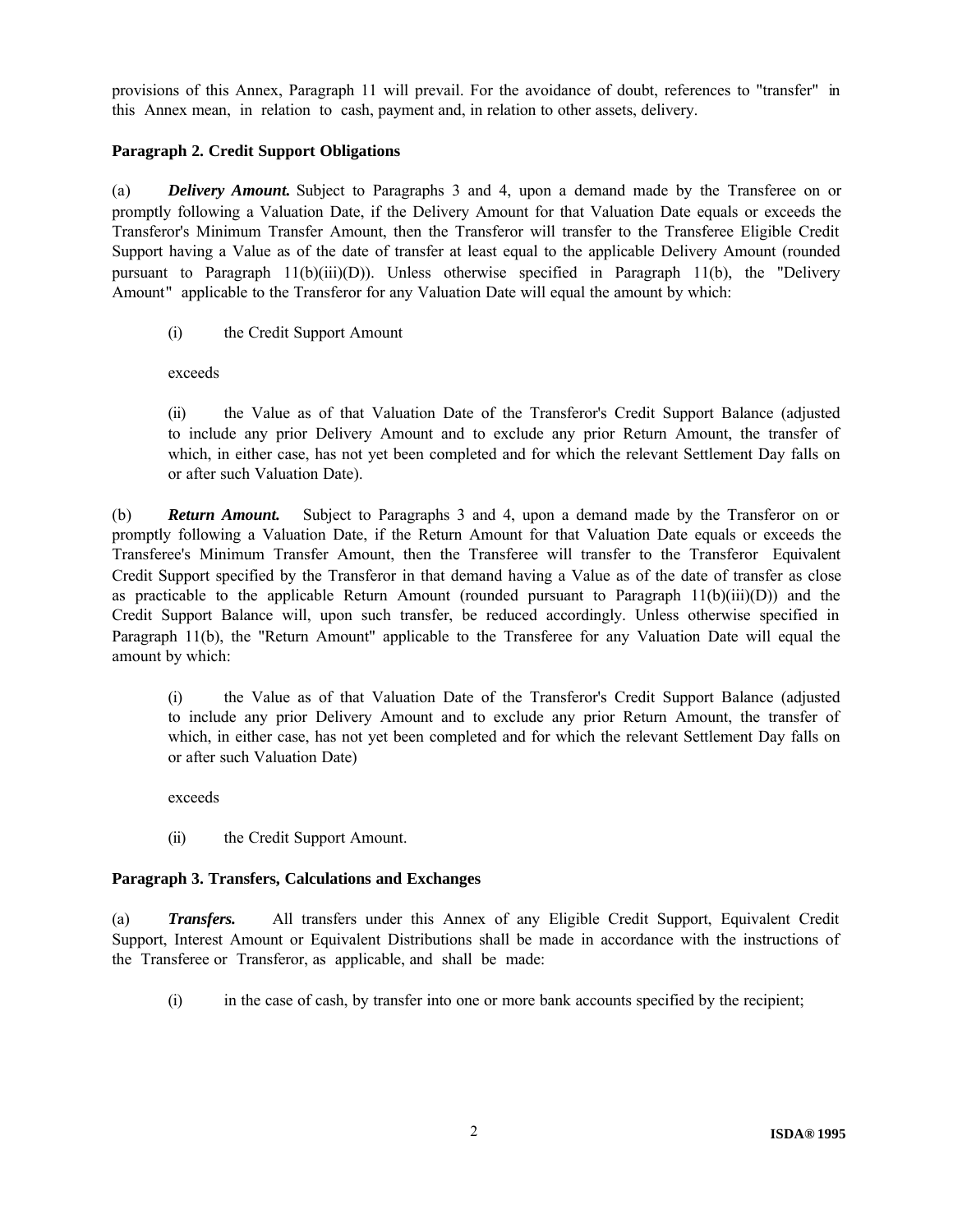provisions of this Annex, Paragraph 11 will prevail. For the avoidance of doubt, references to "transfer" in this Annex mean, in relation to cash, payment and, in relation to other assets, delivery.

**Paragraph 2. Credit Support Obligations**

(a) ***Delivery Amount.*** Subject to Paragraphs 3 and 4, upon a demand made by the Transferee on or promptly following a Valuation Date, if the Delivery Amount for that Valuation Date equals or exceeds the Transferor's Minimum Transfer Amount, then the Transferor will transfer to the Transferee Eligible Credit Support having a Value as of the date of transfer at least equal to the applicable Delivery Amount (rounded pursuant to Paragraph 11(b)(iii)(D)). Unless otherwise specified in Paragraph 11(b), the "Delivery Amount" applicable to the Transferor for any Valuation Date will equal the amount by which:

(i) the Credit Support Amount

exceeds

(ii) the Value as of that Valuation Date of the Transferor's Credit Support Balance (adjusted to include any prior Delivery Amount and to exclude any prior Return Amount, the transfer of which, in either case, has not yet been completed and for which the relevant Settlement Day falls on or after such Valuation Date).

(b) ***Return Amount.*** Subject to Paragraphs 3 and 4, upon a demand made by the Transferor on or promptly following a Valuation Date, if the Return Amount for that Valuation Date equals or exceeds the Transferee's Minimum Transfer Amount, then the Transferee will transfer to the Transferor Equivalent Credit Support specified by the Transferor in that demand having a Value as of the date of transfer as close as practicable to the applicable Return Amount (rounded pursuant to Paragraph 11(b)(iii)(D)) and the Credit Support Balance will, upon such transfer, be reduced accordingly. Unless otherwise specified in Paragraph 11(b), the "Return Amount" applicable to the Transferee for any Valuation Date will equal the amount by which:

(i) the Value as of that Valuation Date of the Transferor's Credit Support Balance (adjusted to include any prior Delivery Amount and to exclude any prior Return Amount, the transfer of which, in either case, has not yet been completed and for which the relevant Settlement Day falls on or after such Valuation Date)

exceeds

(ii) the Credit Support Amount.

**Paragraph 3. Transfers, Calculations and Exchanges**

(a) ***Transfers.*** All transfers under this Annex of any Eligible Credit Support, Equivalent Credit Support, Interest Amount or Equivalent Distributions shall be made in accordance with the instructions of the Transferee or Transferor, as applicable, and shall be made:

(i) in the case of cash, by transfer into one or more bank accounts specified by the recipient;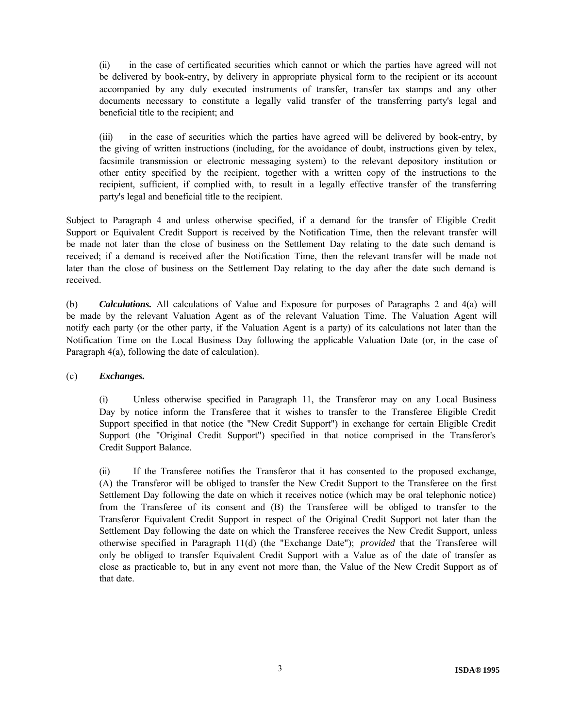(ii) in the case of certificated securities which cannot or which the parties have agreed will not be delivered by book-entry, by delivery in appropriate physical form to the recipient or its account accompanied by any duly executed instruments of transfer, transfer tax stamps and any other documents necessary to constitute a legally valid transfer of the transferring party's legal and beneficial title to the recipient; and

(iii) in the case of securities which the parties have agreed will be delivered by book-entry, by the giving of written instructions (including, for the avoidance of doubt, instructions given by telex, facsimile transmission or electronic messaging system) to the relevant depository institution or other entity specified by the recipient, together with a written copy of the instructions to the recipient, sufficient, if complied with, to result in a legally effective transfer of the transferring party's legal and beneficial title to the recipient.

Subject to Paragraph 4 and unless otherwise specified, if a demand for the transfer of Eligible Credit Support or Equivalent Credit Support is received by the Notification Time, then the relevant transfer will be made not later than the close of business on the Settlement Day relating to the date such demand is received; if a demand is received after the Notification Time, then the relevant transfer will be made not later than the close of business on the Settlement Day relating to the day after the date such demand is received.

(b) ***Calculations.*** All calculations of Value and Exposure for purposes of Paragraphs 2 and 4(a) will be made by the relevant Valuation Agent as of the relevant Valuation Time. The Valuation Agent will notify each party (or the other party, if the Valuation Agent is a party) of its calculations not later than the Notification Time on the Local Business Day following the applicable Valuation Date (or, in the case of Paragraph 4(a), following the date of calculation).

(c) ***Exchanges.***

(i) Unless otherwise specified in Paragraph 11, the Transferor may on any Local Business Day by notice inform the Transferee that it wishes to transfer to the Transferee Eligible Credit Support specified in that notice (the "New Credit Support") in exchange for certain Eligible Credit Support (the "Original Credit Support") specified in that notice comprised in the Transferor's Credit Support Balance.

(ii) If the Transferee notifies the Transferor that it has consented to the proposed exchange, (A) the Transferor will be obliged to transfer the New Credit Support to the Transferee on the first Settlement Day following the date on which it receives notice (which may be oral telephonic notice) from the Transferee of its consent and (B) the Transferee will be obliged to transfer to the Transferor Equivalent Credit Support in respect of the Original Credit Support not later than the Settlement Day following the date on which the Transferee receives the New Credit Support, unless otherwise specified in Paragraph 11(d) (the "Exchange Date"); *provided* that the Transferee will only be obliged to transfer Equivalent Credit Support with a Value as of the date of transfer as close as practicable to, but in any event not more than, the Value of the New Credit Support as of that date.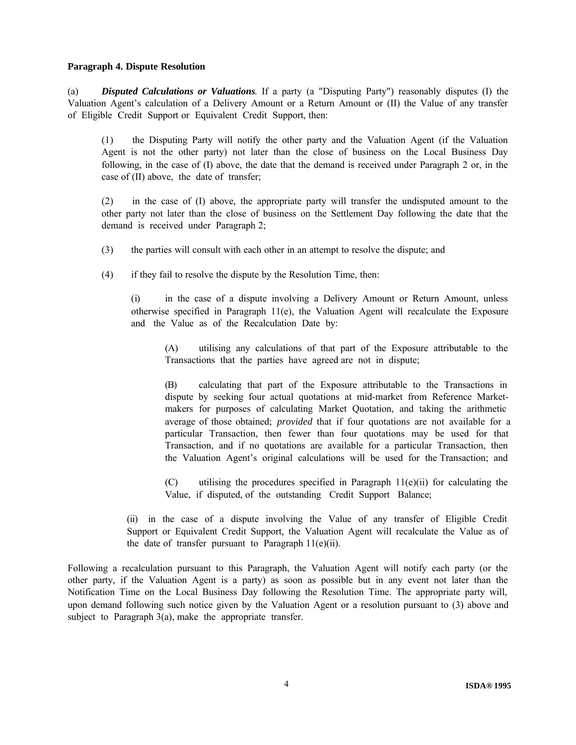**Paragraph 4. Dispute Resolution**

(a) ***Disputed Calculations or Valuations***. If a party (a "Disputing Party") reasonably disputes (I) the Valuation Agent's calculation of a Delivery Amount or a Return Amount or (II) the Value of any transfer of Eligible Credit Support or Equivalent Credit Support, then:

> (1) the Disputing Party will notify the other party and the Valuation Agent (if the Valuation Agent is not the other party) not later than the close of business on the Local Business Day following, in the case of (I) above, the date that the demand is received under Paragraph 2 or, in the case of (II) above, the date of transfer;
>
> (2) in the case of (I) above, the appropriate party will transfer the undisputed amount to the other party not later than the close of business on the Settlement Day following the date that the demand is received under Paragraph 2;
>
> (3) the parties will consult with each other in an attempt to resolve the dispute; and
>
> (4) if they fail to resolve the dispute by the Resolution Time, then:
>
> > (i) in the case of a dispute involving a Delivery Amount or Return Amount, unless otherwise specified in Paragraph 11(e), the Valuation Agent will recalculate the Exposure and the Value as of the Recalculation Date by:
> >
> > > (A) utilising any calculations of that part of the Exposure attributable to the Transactions that the parties have agreed are not in dispute;
> > >
> > > (B) calculating that part of the Exposure attributable to the Transactions in dispute by seeking four actual quotations at mid-market from Reference Market-makers for purposes of calculating Market Quotation, and taking the arithmetic average of those obtained; *provided* that if four quotations are not available for a particular Transaction, then fewer than four quotations may be used for that Transaction, and if no quotations are available for a particular Transaction, then the Valuation Agent's original calculations will be used for the Transaction; and
> > >
> > > (C) utilising the procedures specified in Paragraph 11(e)(ii) for calculating the Value, if disputed, of the outstanding Credit Support Balance;
> >
> > (ii) in the case of a dispute involving the Value of any transfer of Eligible Credit Support or Equivalent Credit Support, the Valuation Agent will recalculate the Value as of the date of transfer pursuant to Paragraph 11(e)(ii).

Following a recalculation pursuant to this Paragraph, the Valuation Agent will notify each party (or the other party, if the Valuation Agent is a party) as soon as possible but in any event not later than the Notification Time on the Local Business Day following the Resolution Time. The appropriate party will, upon demand following such notice given by the Valuation Agent or a resolution pursuant to (3) above and subject to Paragraph 3(a), make the appropriate transfer.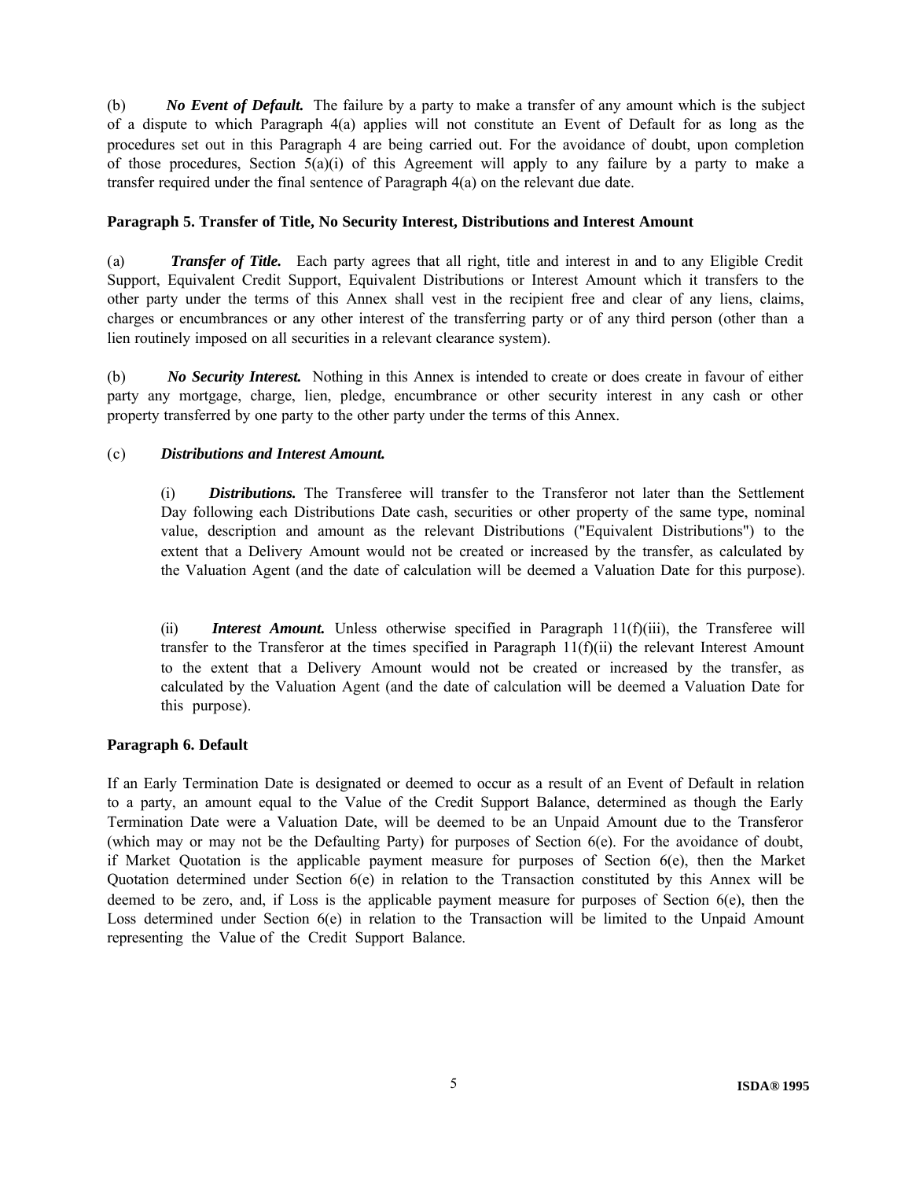(b) ***No Event of Default.*** The failure by a party to make a transfer of any amount which is the subject of a dispute to which Paragraph 4(a) applies will not constitute an Event of Default for as long as the procedures set out in this Paragraph 4 are being carried out. For the avoidance of doubt, upon completion of those procedures, Section 5(a)(i) of this Agreement will apply to any failure by a party to make a transfer required under the final sentence of Paragraph 4(a) on the relevant due date.

**Paragraph 5. Transfer of Title, No Security Interest, Distributions and Interest Amount**

(a) ***Transfer of Title.*** Each party agrees that all right, title and interest in and to any Eligible Credit Support, Equivalent Credit Support, Equivalent Distributions or Interest Amount which it transfers to the other party under the terms of this Annex shall vest in the recipient free and clear of any liens, claims, charges or encumbrances or any other interest of the transferring party or of any third person (other than a lien routinely imposed on all securities in a relevant clearance system).

(b) ***No Security Interest.*** Nothing in this Annex is intended to create or does create in favour of either party any mortgage, charge, lien, pledge, encumbrance or other security interest in any cash or other property transferred by one party to the other party under the terms of this Annex.

(c) ***Distributions and Interest Amount.***

(i) ***Distributions.*** The Transferee will transfer to the Transferor not later than the Settlement Day following each Distributions Date cash, securities or other property of the same type, nominal value, description and amount as the relevant Distributions ("Equivalent Distributions") to the extent that a Delivery Amount would not be created or increased by the transfer, as calculated by the Valuation Agent (and the date of calculation will be deemed a Valuation Date for this purpose).

(ii) ***Interest Amount.*** Unless otherwise specified in Paragraph 11(f)(iii), the Transferee will transfer to the Transferor at the times specified in Paragraph 11(f)(ii) the relevant Interest Amount to the extent that a Delivery Amount would not be created or increased by the transfer, as calculated by the Valuation Agent (and the date of calculation will be deemed a Valuation Date for this purpose).

**Paragraph 6. Default**

If an Early Termination Date is designated or deemed to occur as a result of an Event of Default in relation to a party, an amount equal to the Value of the Credit Support Balance, determined as though the Early Termination Date were a Valuation Date, will be deemed to be an Unpaid Amount due to the Transferor (which may or may not be the Defaulting Party) for purposes of Section 6(e). For the avoidance of doubt, if Market Quotation is the applicable payment measure for purposes of Section 6(e), then the Market Quotation determined under Section 6(e) in relation to the Transaction constituted by this Annex will be deemed to be zero, and, if Loss is the applicable payment measure for purposes of Section 6(e), then the Loss determined under Section 6(e) in relation to the Transaction will be limited to the Unpaid Amount representing the Value of the Credit Support Balance.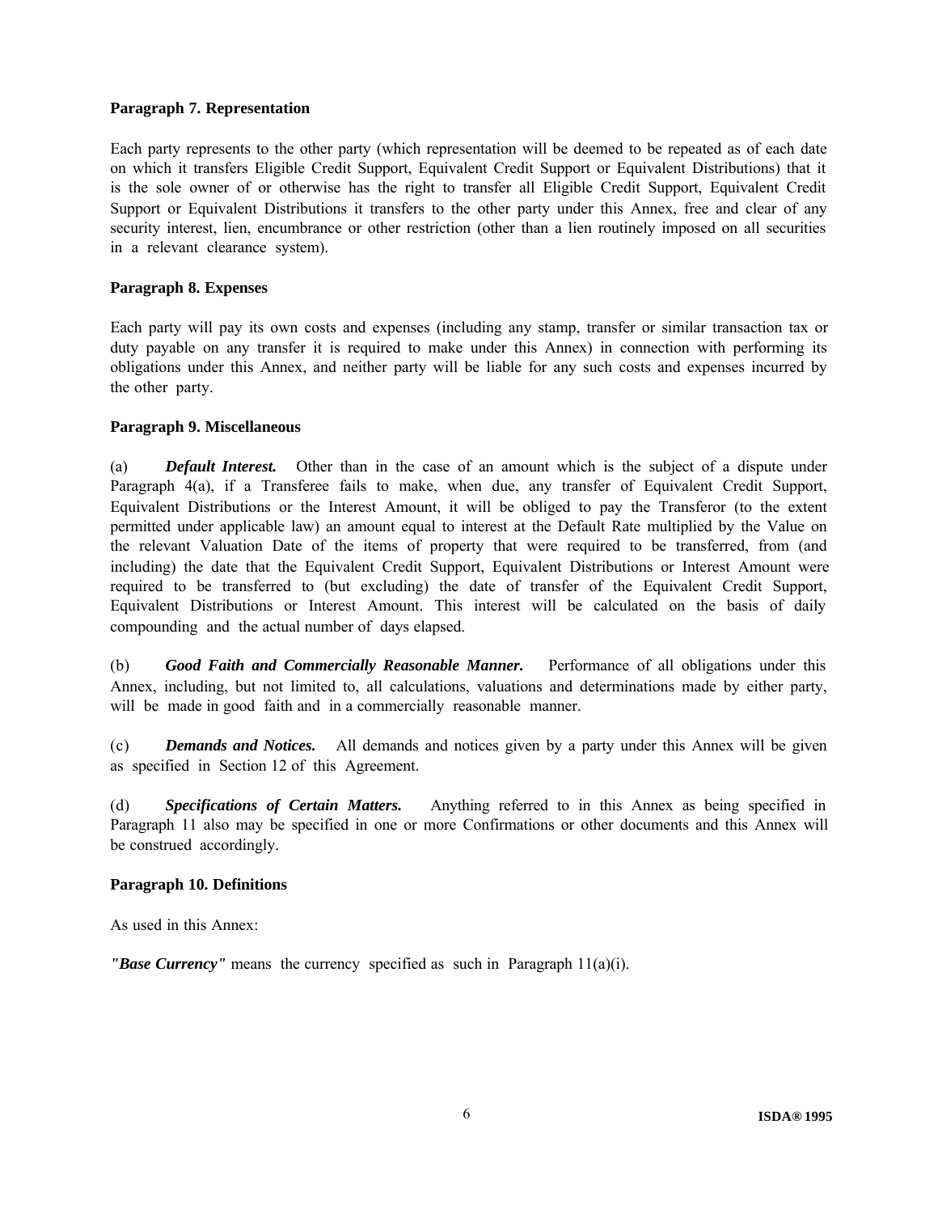**Paragraph 7. Representation**

Each party represents to the other party (which representation will be deemed to be repeated as of each date on which it transfers Eligible Credit Support, Equivalent Credit Support or Equivalent Distributions) that it is the sole owner of or otherwise has the right to transfer all Eligible Credit Support, Equivalent Credit Support or Equivalent Distributions it transfers to the other party under this Annex, free and clear of any security interest, lien, encumbrance or other restriction (other than a lien routinely imposed on all securities in a relevant clearance system).

**Paragraph 8. Expenses**

Each party will pay its own costs and expenses (including any stamp, transfer or similar transaction tax or duty payable on any transfer it is required to make under this Annex) in connection with performing its obligations under this Annex, and neither party will be liable for any such costs and expenses incurred by the other party.

**Paragraph 9. Miscellaneous**

(a) ***Default Interest.*** Other than in the case of an amount which is the subject of a dispute under Paragraph 4(a), if a Transferee fails to make, when due, any transfer of Equivalent Credit Support, Equivalent Distributions or the Interest Amount, it will be obliged to pay the Transferor (to the extent permitted under applicable law) an amount equal to interest at the Default Rate multiplied by the Value on the relevant Valuation Date of the items of property that were required to be transferred, from (and including) the date that the Equivalent Credit Support, Equivalent Distributions or Interest Amount were required to be transferred to (but excluding) the date of transfer of the Equivalent Credit Support, Equivalent Distributions or Interest Amount. This interest will be calculated on the basis of daily compounding and the actual number of days elapsed.

(b) ***Good Faith and Commercially Reasonable Manner.*** Performance of all obligations under this Annex, including, but not limited to, all calculations, valuations and determinations made by either party, will be made in good faith and in a commercially reasonable manner.

(c) ***Demands and Notices.*** All demands and notices given by a party under this Annex will be given as specified in Section 12 of this Agreement.

(d) ***Specifications of Certain Matters.*** Anything referred to in this Annex as being specified in Paragraph 11 also may be specified in one or more Confirmations or other documents and this Annex will be construed accordingly.

**Paragraph 10. Definitions**

As used in this Annex:

***"Base Currency"*** means the currency specified as such in Paragraph 11(a)(i).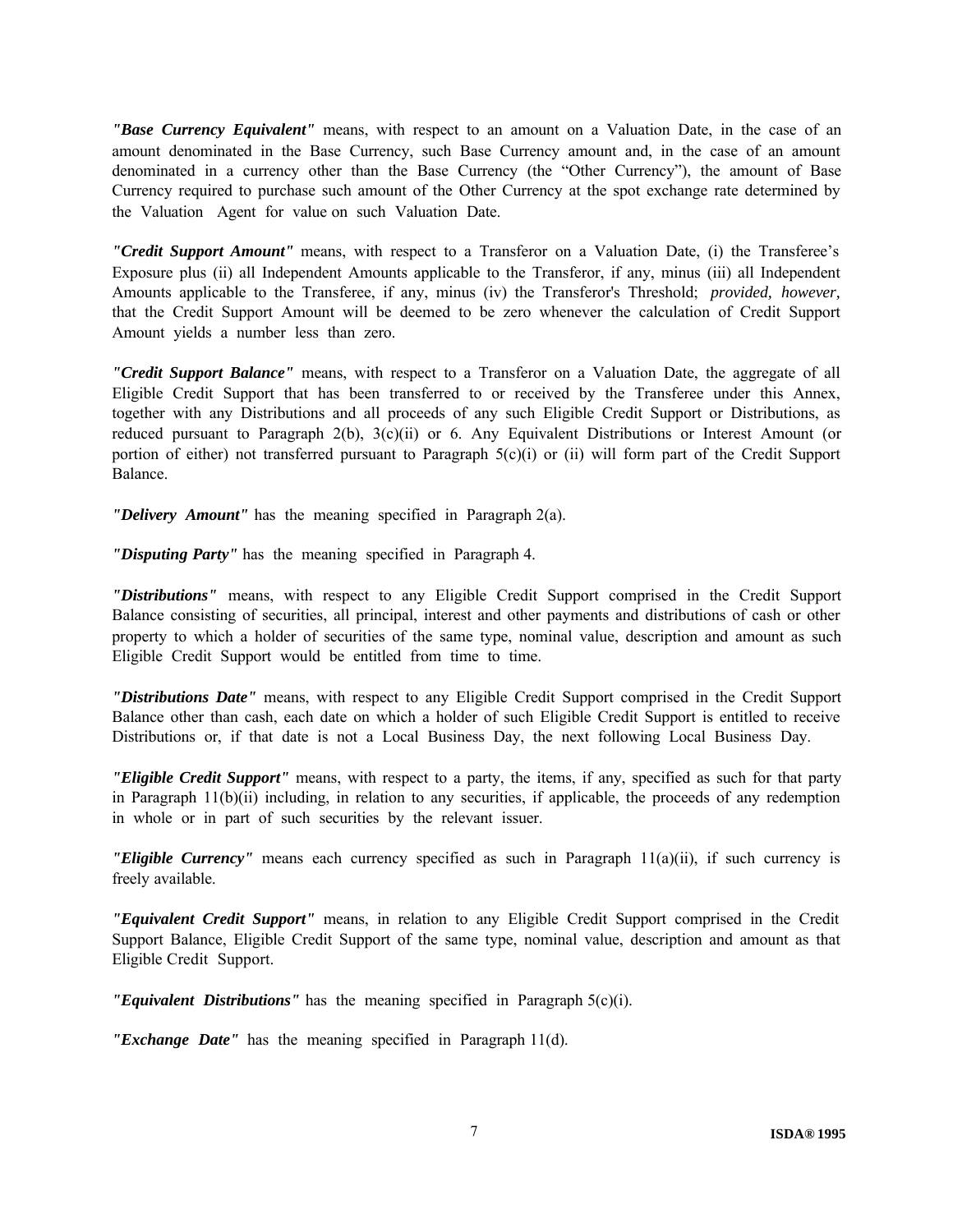***"Base Currency Equivalent"*** means, with respect to an amount on a Valuation Date, in the case of an amount denominated in the Base Currency, such Base Currency amount and, in the case of an amount denominated in a currency other than the Base Currency (the "Other Currency"), the amount of Base Currency required to purchase such amount of the Other Currency at the spot exchange rate determined by the Valuation Agent for value on such Valuation Date.

***"Credit Support Amount"*** means, with respect to a Transferor on a Valuation Date, (i) the Transferee's Exposure plus (ii) all Independent Amounts applicable to the Transferor, if any, minus (iii) all Independent Amounts applicable to the Transferee, if any, minus (iv) the Transferor's Threshold; *provided, however,* that the Credit Support Amount will be deemed to be zero whenever the calculation of Credit Support Amount yields a number less than zero.

***"Credit Support Balance"*** means, with respect to a Transferor on a Valuation Date, the aggregate of all Eligible Credit Support that has been transferred to or received by the Transferee under this Annex, together with any Distributions and all proceeds of any such Eligible Credit Support or Distributions, as reduced pursuant to Paragraph 2(b), 3(c)(ii) or 6. Any Equivalent Distributions or Interest Amount (or portion of either) not transferred pursuant to Paragraph 5(c)(i) or (ii) will form part of the Credit Support Balance.

***"Delivery Amount"*** has the meaning specified in Paragraph 2(a).

***"Disputing Party"*** has the meaning specified in Paragraph 4.

***"Distributions"*** means, with respect to any Eligible Credit Support comprised in the Credit Support Balance consisting of securities, all principal, interest and other payments and distributions of cash or other property to which a holder of securities of the same type, nominal value, description and amount as such Eligible Credit Support would be entitled from time to time.

***"Distributions Date"*** means, with respect to any Eligible Credit Support comprised in the Credit Support Balance other than cash, each date on which a holder of such Eligible Credit Support is entitled to receive Distributions or, if that date is not a Local Business Day, the next following Local Business Day.

***"Eligible Credit Support"*** means, with respect to a party, the items, if any, specified as such for that party in Paragraph 11(b)(ii) including, in relation to any securities, if applicable, the proceeds of any redemption in whole or in part of such securities by the relevant issuer.

***"Eligible Currency"*** means each currency specified as such in Paragraph 11(a)(ii), if such currency is freely available.

***"Equivalent Credit Support"*** means, in relation to any Eligible Credit Support comprised in the Credit Support Balance, Eligible Credit Support of the same type, nominal value, description and amount as that Eligible Credit Support.

***"Equivalent Distributions"*** has the meaning specified in Paragraph 5(c)(i).

***"Exchange Date"*** has the meaning specified in Paragraph 11(d).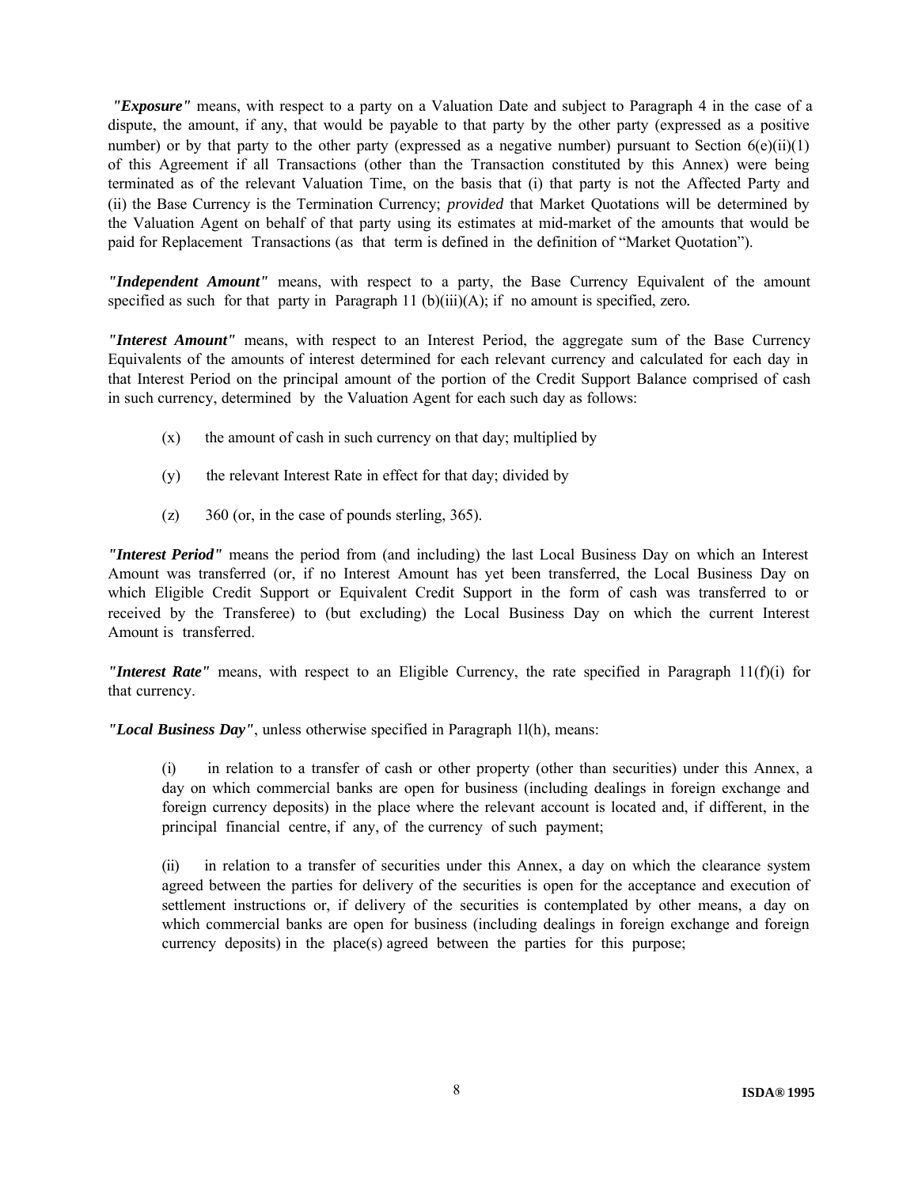***"Exposure"*** means, with respect to a party on a Valuation Date and subject to Paragraph 4 in the case of a dispute, the amount, if any, that would be payable to that party by the other party (expressed as a positive number) or by that party to the other party (expressed as a negative number) pursuant to Section 6(e)(ii)(1) of this Agreement if all Transactions (other than the Transaction constituted by this Annex) were being terminated as of the relevant Valuation Time, on the basis that (i) that party is not the Affected Party and (ii) the Base Currency is the Termination Currency; *provided* that Market Quotations will be determined by the Valuation Agent on behalf of that party using its estimates at mid-market of the amounts that would be paid for Replacement Transactions (as that term is defined in the definition of "Market Quotation").

***"Independent Amount"*** means, with respect to a party, the Base Currency Equivalent of the amount specified as such for that party in Paragraph 11 (b)(iii)(A); if no amount is specified, zero.

***"Interest Amount"*** means, with respect to an Interest Period, the aggregate sum of the Base Currency Equivalents of the amounts of interest determined for each relevant currency and calculated for each day in that Interest Period on the principal amount of the portion of the Credit Support Balance comprised of cash in such currency, determined by the Valuation Agent for each such day as follows:

(x) the amount of cash in such currency on that day; multiplied by

(y) the relevant Interest Rate in effect for that day; divided by

(z) 360 (or, in the case of pounds sterling, 365).

***"Interest Period"*** means the period from (and including) the last Local Business Day on which an Interest Amount was transferred (or, if no Interest Amount has yet been transferred, the Local Business Day on which Eligible Credit Support or Equivalent Credit Support in the form of cash was transferred to or received by the Transferee) to (but excluding) the Local Business Day on which the current Interest Amount is transferred.

***"Interest Rate"*** means, with respect to an Eligible Currency, the rate specified in Paragraph 11(f)(i) for that currency.

***"Local Business Day"***, unless otherwise specified in Paragraph 1l(h), means:

(i) in relation to a transfer of cash or other property (other than securities) under this Annex, a day on which commercial banks are open for business (including dealings in foreign exchange and foreign currency deposits) in the place where the relevant account is located and, if different, in the principal financial centre, if any, of the currency of such payment;

(ii) in relation to a transfer of securities under this Annex, a day on which the clearance system agreed between the parties for delivery of the securities is open for the acceptance and execution of settlement instructions or, if delivery of the securities is contemplated by other means, a day on which commercial banks are open for business (including dealings in foreign exchange and foreign currency deposits) in the place(s) agreed between the parties for this purpose;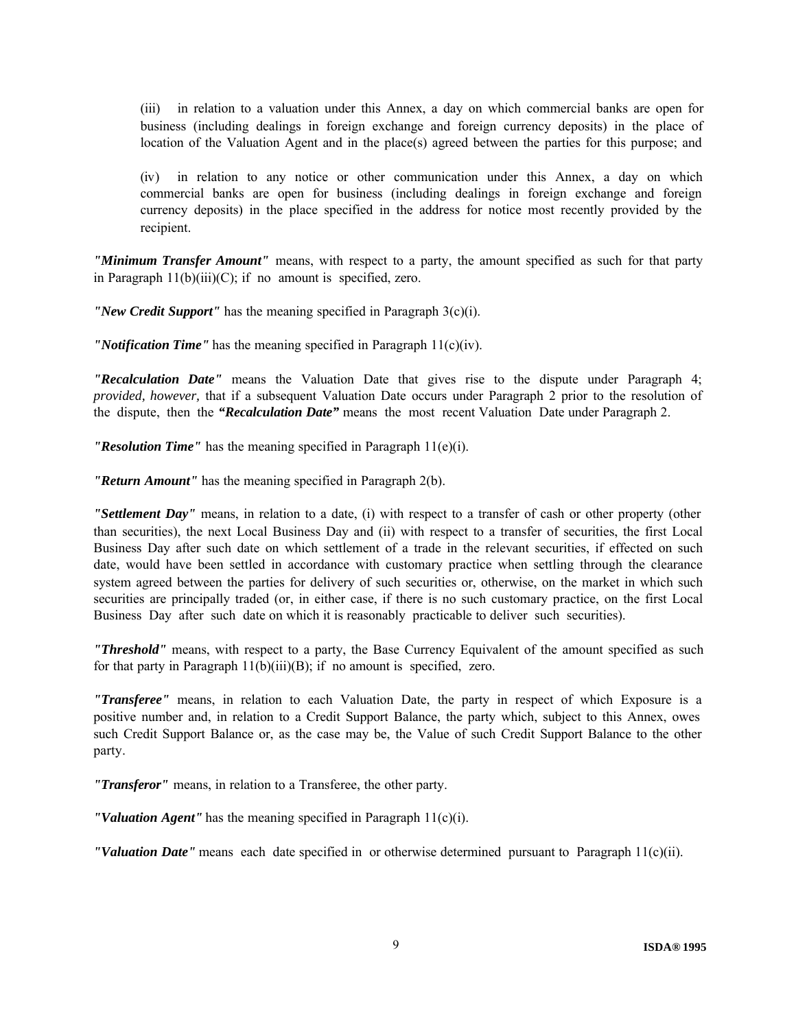(iii) in relation to a valuation under this Annex, a day on which commercial banks are open for business (including dealings in foreign exchange and foreign currency deposits) in the place of location of the Valuation Agent and in the place(s) agreed between the parties for this purpose; and

(iv) in relation to any notice or other communication under this Annex, a day on which commercial banks are open for business (including dealings in foreign exchange and foreign currency deposits) in the place specified in the address for notice most recently provided by the recipient.

***"Minimum Transfer Amount"*** means, with respect to a party, the amount specified as such for that party in Paragraph 11(b)(iii)(C); if no amount is specified, zero.

***"New Credit Support"*** has the meaning specified in Paragraph 3(c)(i).

***"Notification Time"*** has the meaning specified in Paragraph 11(c)(iv).

***"Recalculation Date"*** means the Valuation Date that gives rise to the dispute under Paragraph 4; *provided, however,* that if a subsequent Valuation Date occurs under Paragraph 2 prior to the resolution of the dispute, then the ***"Recalculation Date"*** means the most recent Valuation Date under Paragraph 2.

***"Resolution Time"*** has the meaning specified in Paragraph 11(e)(i).

***"Return Amount"*** has the meaning specified in Paragraph 2(b).

***"Settlement Day"*** means, in relation to a date, (i) with respect to a transfer of cash or other property (other than securities), the next Local Business Day and (ii) with respect to a transfer of securities, the first Local Business Day after such date on which settlement of a trade in the relevant securities, if effected on such date, would have been settled in accordance with customary practice when settling through the clearance system agreed between the parties for delivery of such securities or, otherwise, on the market in which such securities are principally traded (or, in either case, if there is no such customary practice, on the first Local Business Day after such date on which it is reasonably practicable to deliver such securities).

***"Threshold"*** means, with respect to a party, the Base Currency Equivalent of the amount specified as such for that party in Paragraph 11(b)(iii)(B); if no amount is specified, zero.

***"Transferee"*** means, in relation to each Valuation Date, the party in respect of which Exposure is a positive number and, in relation to a Credit Support Balance, the party which, subject to this Annex, owes such Credit Support Balance or, as the case may be, the Value of such Credit Support Balance to the other party.

***"Transferor"*** means, in relation to a Transferee, the other party.

***"Valuation Agent"*** has the meaning specified in Paragraph 11(c)(i).

***"Valuation Date"*** means each date specified in or otherwise determined pursuant to Paragraph 11(c)(ii).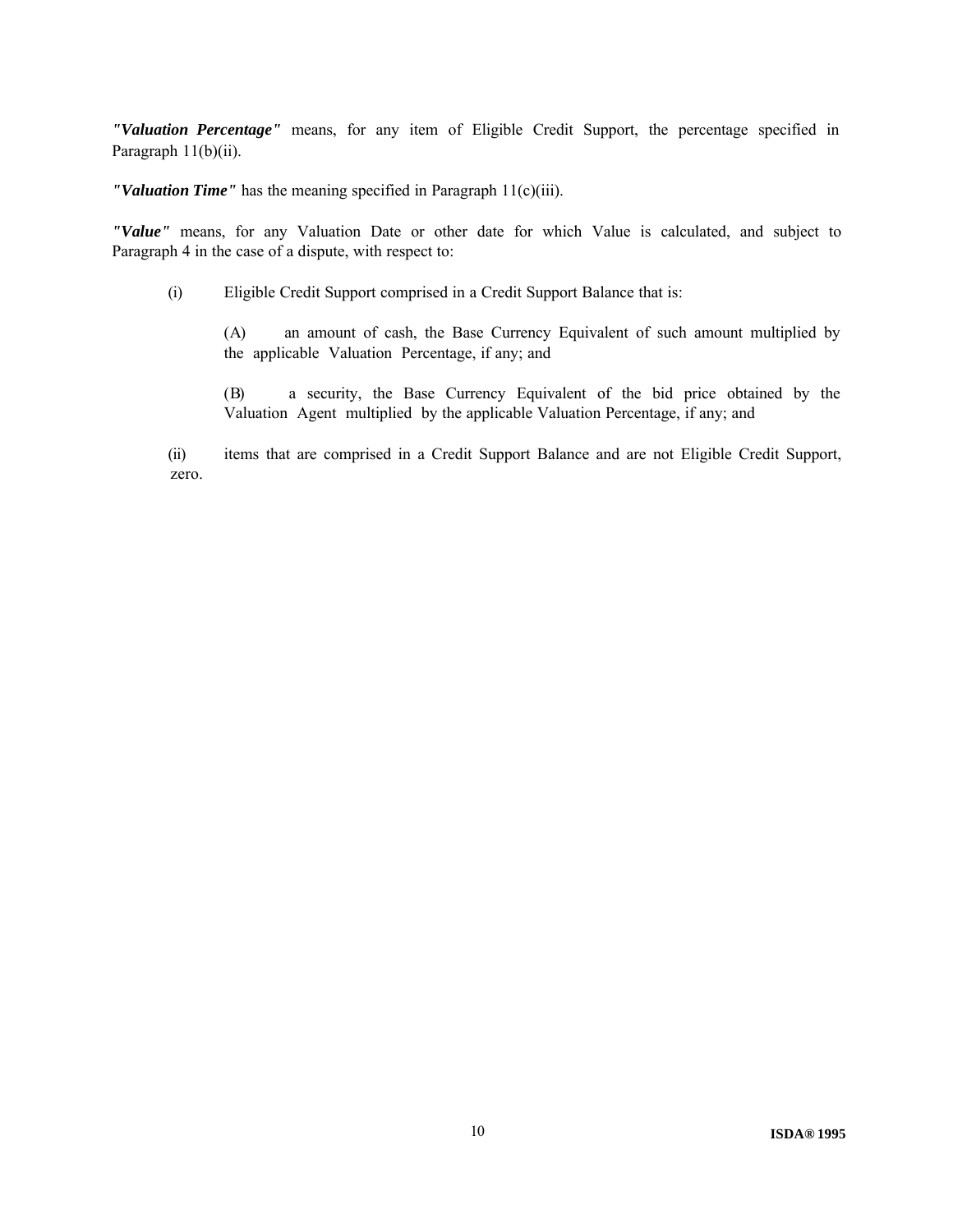***"Valuation Percentage"*** means, for any item of Eligible Credit Support, the percentage specified in Paragraph 11(b)(ii).

***"Valuation Time"*** has the meaning specified in Paragraph 11(c)(iii).

***"Value"*** means, for any Valuation Date or other date for which Value is calculated, and subject to Paragraph 4 in the case of a dispute, with respect to:

(i) Eligible Credit Support comprised in a Credit Support Balance that is:

(A) an amount of cash, the Base Currency Equivalent of such amount multiplied by the applicable Valuation Percentage, if any; and

(B) a security, the Base Currency Equivalent of the bid price obtained by the Valuation Agent multiplied by the applicable Valuation Percentage, if any; and

(ii) items that are comprised in a Credit Support Balance and are not Eligible Credit Support, zero.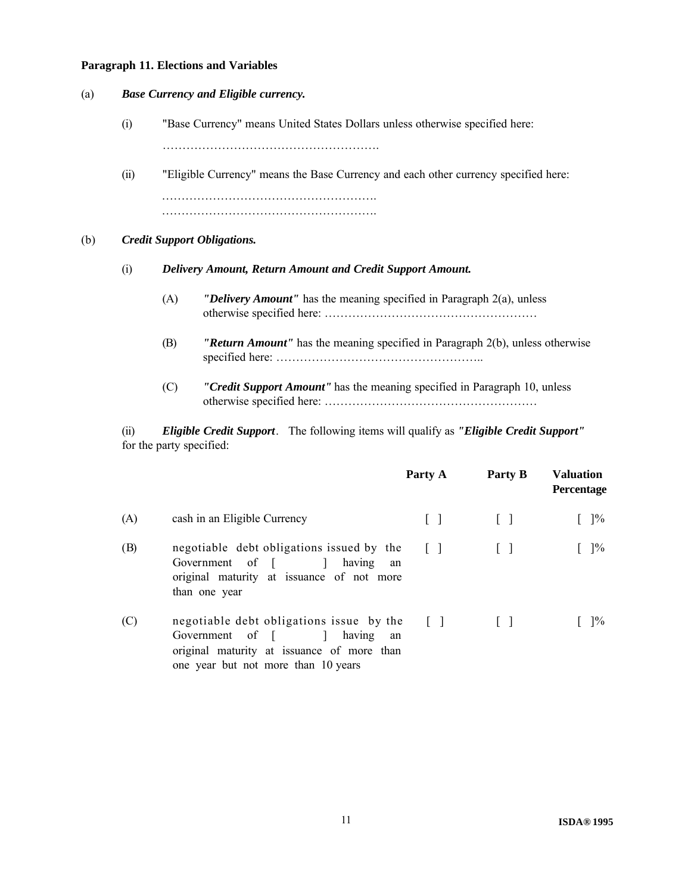**Paragraph 11. Elections and Variables**

(a) ***Base Currency and Eligible currency.***

(i) "Base Currency" means United States Dollars unless otherwise specified here:

……………………………………………….

(ii) "Eligible Currency" means the Base Currency and each other currency specified here:

……………………………………………….
……………………………………………….

(b) ***Credit Support Obligations.***

(i) ***Delivery Amount, Return Amount and Credit Support Amount.***

(A) ***"Delivery Amount"*** has the meaning specified in Paragraph 2(a), unless otherwise specified here: ………………………………………………

(B) ***"Return Amount"*** has the meaning specified in Paragraph 2(b), unless otherwise specified here: ……………………………………………..

(C) ***"Credit Support Amount"*** has the meaning specified in Paragraph 10, unless otherwise specified here: ………………………………………………

(ii) ***Eligible Credit Support***. The following items will qualify as ***"Eligible Credit Support"*** for the party specified:

| | | Party A | Party B | Valuation Percentage |
|---|---|---|---|---|
| (A) | cash in an Eligible Currency | [ ] | [ ] | [ ]% |
| (B) | negotiable debt obligations issued by the Government of [ ] having an original maturity at issuance of not more than one year | [ ] | [ ] | [ ]% |
| (C) | negotiable debt obligations issue by the Government of [ ] having an original maturity at issuance of more than one year but not more than 10 years | [ ] | [ ] | [ ]% |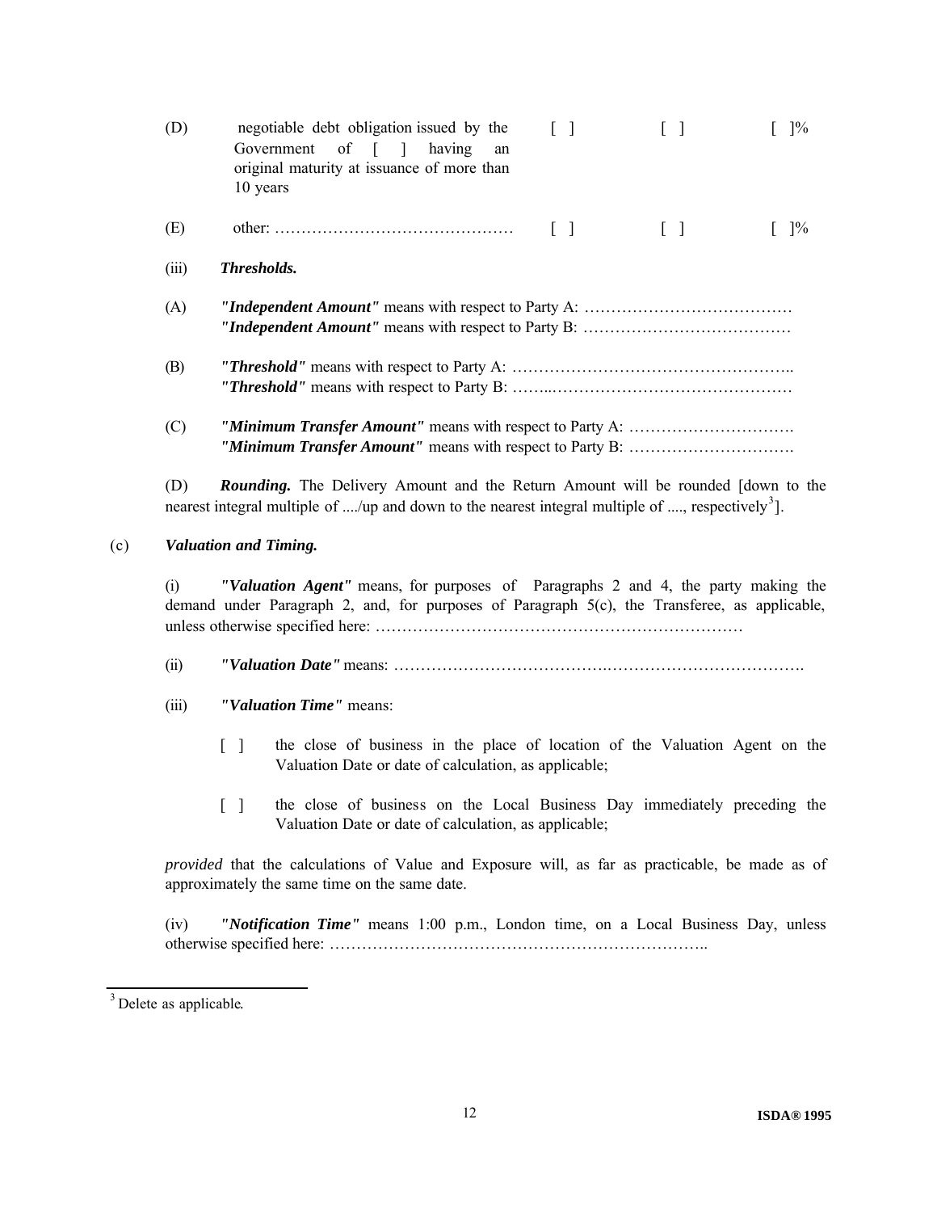| (D) | negotiable debt obligation issued by the Government of [ ] having an original maturity at issuance of more than 10 years | [ ] | [ ] | [ ]% |
|---|---|---|---|---|
| (E) | other: ……………………………………… | [ ] | [ ] | [ ]% |

(iii) ***Thresholds.***

(A) ***"Independent Amount"*** means with respect to Party A: …………………………………
***"Independent Amount"*** means with respect to Party B: …………………………………

(B) ***"Threshold"*** means with respect to Party A: ……………………………………………..
***"Threshold"*** means with respect to Party B: ……..………………………………………

(C) ***"Minimum Transfer Amount"*** means with respect to Party A: ………………………….
***"Minimum Transfer Amount"*** means with respect to Party B: ………………………….

(D) ***Rounding.*** The Delivery Amount and the Return Amount will be rounded [down to the nearest integral multiple of ..../up and down to the nearest integral multiple of ...., respectively[3]].

(c) ***Valuation and Timing.***

(i) ***"Valuation Agent"*** means, for purposes of Paragraphs 2 and 4, the party making the demand under Paragraph 2, and, for purposes of Paragraph 5(c), the Transferee, as applicable, unless otherwise specified here: ……………………………………………………………

(ii) ***"Valuation Date"*** means: ………………………………….……………………………….

(iii) ***"Valuation Time"*** means:

[ ] the close of business in the place of location of the Valuation Agent on the Valuation Date or date of calculation, as applicable;

[ ] the close of business on the Local Business Day immediately preceding the Valuation Date or date of calculation, as applicable;

*provided* that the calculations of Value and Exposure will, as far as practicable, be made as of approximately the same time on the same date.

(iv) ***"Notification Time"*** means 1:00 p.m., London time, on a Local Business Day, unless otherwise specified here: ……………………………………………………………..

[3] Delete as applicable.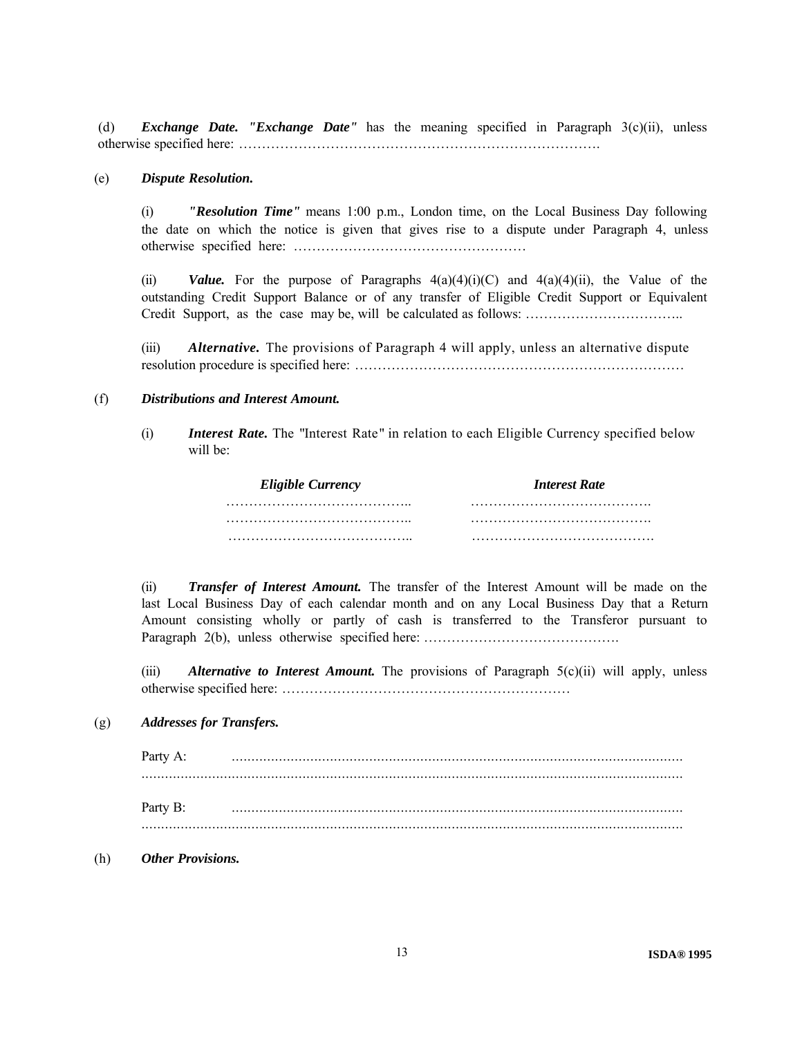(d) ***Exchange Date. "Exchange Date"*** has the meaning specified in Paragraph 3(c)(ii), unless otherwise specified here: ……………………………………………………………………….

(e) ***Dispute Resolution.***

(i) ***"Resolution Time"*** means 1:00 p.m., London time, on the Local Business Day following the date on which the notice is given that gives rise to a dispute under Paragraph 4, unless otherwise specified here: ……………………………………………

(ii) ***Value.*** For the purpose of Paragraphs 4(a)(4)(i)(C) and 4(a)(4)(ii), the Value of the outstanding Credit Support Balance or of any transfer of Eligible Credit Support or Equivalent Credit Support, as the case may be, will be calculated as follows: ……………………………..

(iii) ***Alternative.*** The provisions of Paragraph 4 will apply, unless an alternative dispute resolution procedure is specified here: ………………………………………………………………

(f) ***Distributions and Interest Amount.***

(i) ***Interest Rate.*** The "Interest Rate" in relation to each Eligible Currency specified below will be:

| *Eligible Currency* | *Interest Rate* |
|---|---|
| ………………………………….. | …………………………………. |
| ………………………………….. | …………………………………. |
| ………………………………….. | …………………………………. |

(ii) ***Transfer of Interest Amount.*** The transfer of the Interest Amount will be made on the last Local Business Day of each calendar month and on any Local Business Day that a Return Amount consisting wholly or partly of cash is transferred to the Transferor pursuant to Paragraph 2(b), unless otherwise specified here: …………………………………….

(iii) ***Alternative to Interest Amount.*** The provisions of Paragraph 5(c)(ii) will apply, unless otherwise specified here: ………………………………………………………

(g) ***Addresses for Transfers.***

Party A: ……………………………………………………………………………………………………
……………………………………………………………………………………………………………

Party B: ……………………………………………………………………………………………………
……………………………………………………………………………………………………………

(h) ***Other Provisions.***